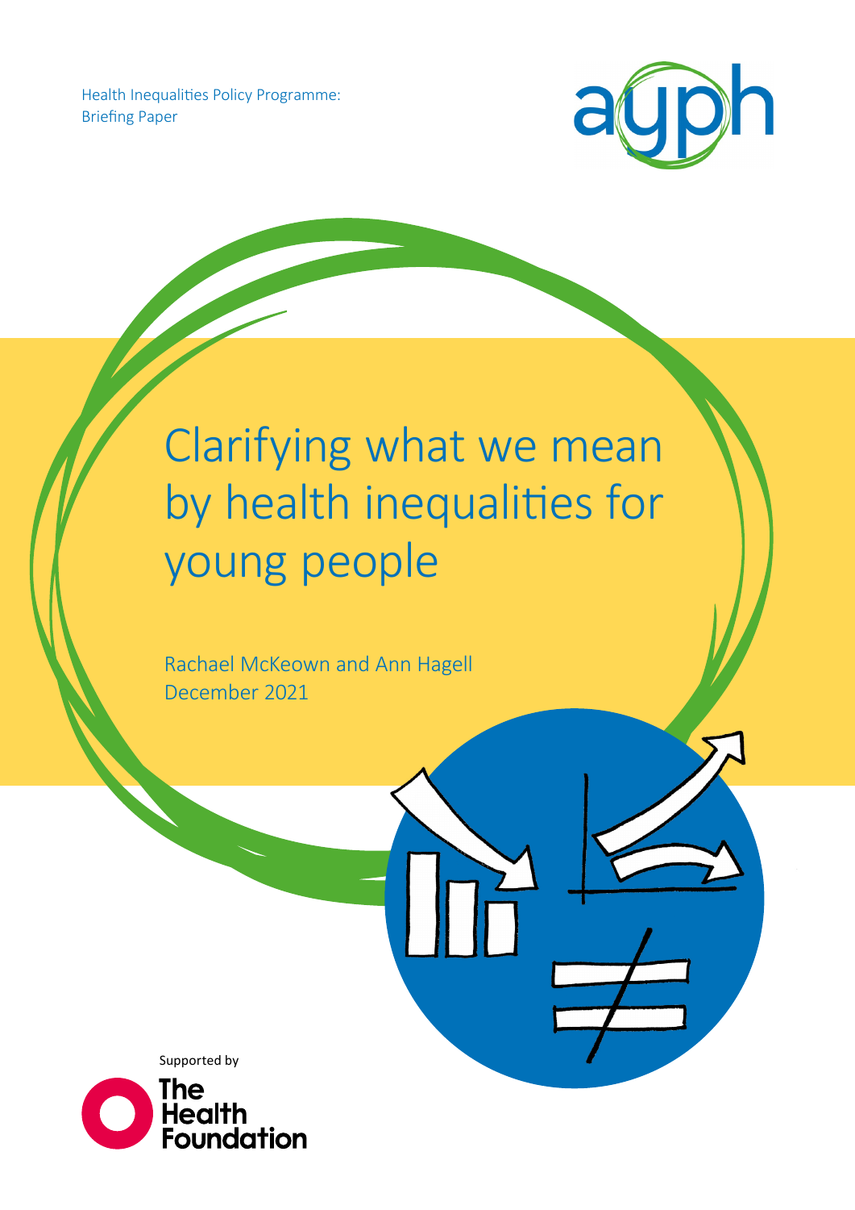Health Inequalities Policy Programme:
Briefing Paper

ayph

# Clarifying what we mean by health inequalities for young people

Rachael McKeown and Ann Hagell
December 2021

Supported by

The Health Foundation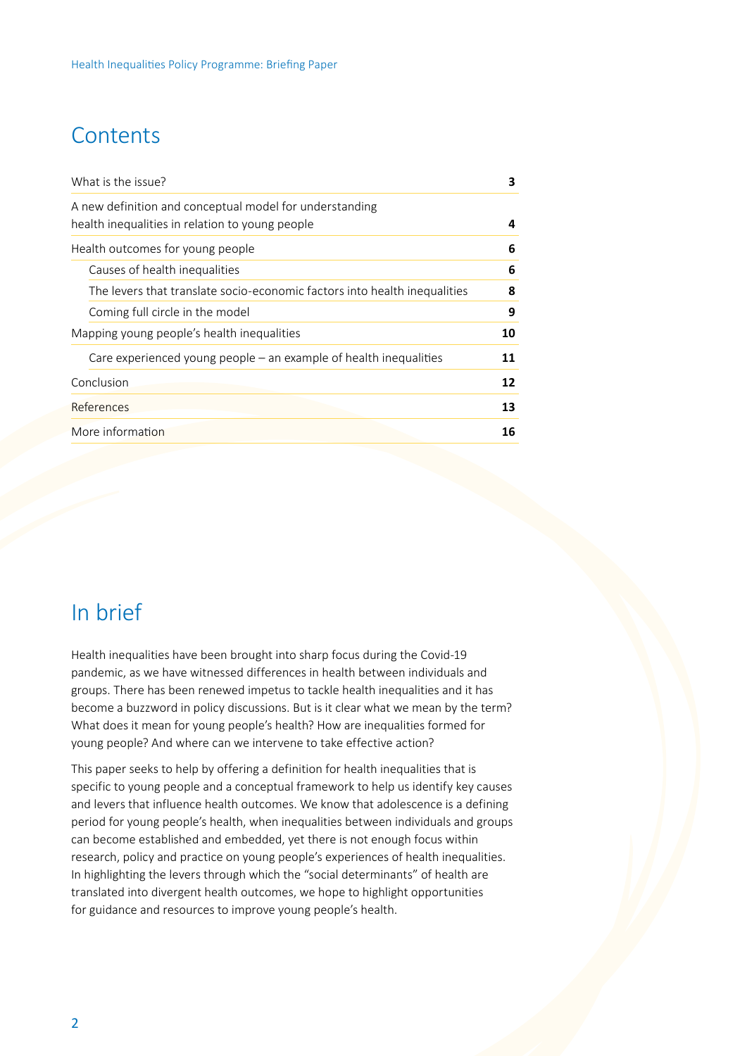## Contents

| | |
|---|---|
| What is the issue? | 3 |
| A new definition and conceptual model for understanding health inequalities in relation to young people | 4 |
| Health outcomes for young people | 6 |
| Causes of health inequalities | 6 |
| The levers that translate socio-economic factors into health inequalities | 8 |
| Coming full circle in the model | 9 |
| Mapping young people's health inequalities | 10 |
| Care experienced young people – an example of health inequalities | 11 |
| Conclusion | 12 |
| References | 13 |
| More information | 16 |

## In brief

Health inequalities have been brought into sharp focus during the Covid-19 pandemic, as we have witnessed differences in health between individuals and groups. There has been renewed impetus to tackle health inequalities and it has become a buzzword in policy discussions. But is it clear what we mean by the term? What does it mean for young people's health? How are inequalities formed for young people? And where can we intervene to take effective action?

This paper seeks to help by offering a definition for health inequalities that is specific to young people and a conceptual framework to help us identify key causes and levers that influence health outcomes. We know that adolescence is a defining period for young people's health, when inequalities between individuals and groups can become established and embedded, yet there is not enough focus within research, policy and practice on young people's experiences of health inequalities. In highlighting the levers through which the "social determinants" of health are translated into divergent health outcomes, we hope to highlight opportunities for guidance and resources to improve young people's health.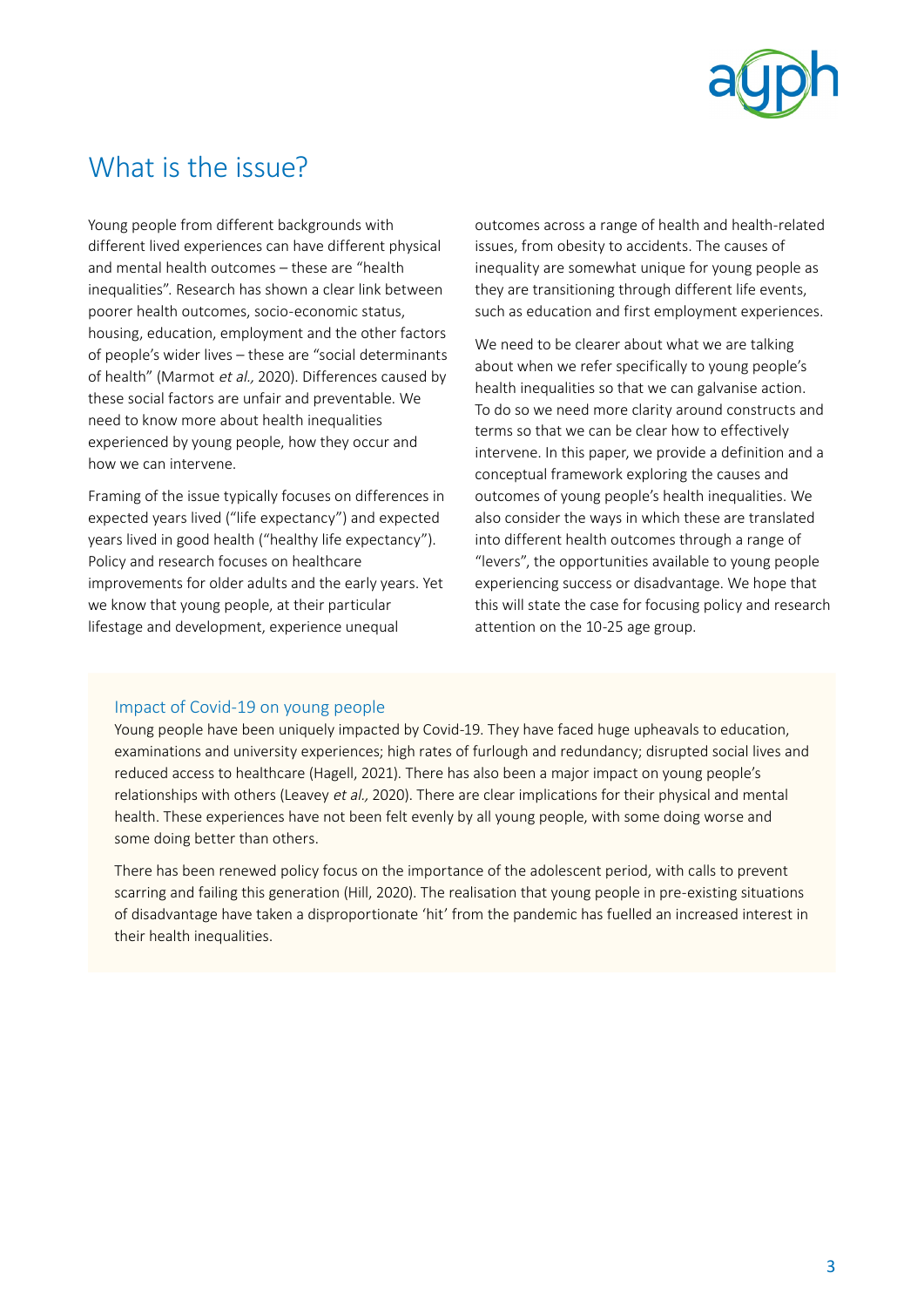# What is the issue?

Young people from different backgrounds with different lived experiences can have different physical and mental health outcomes – these are "health inequalities". Research has shown a clear link between poorer health outcomes, socio-economic status, housing, education, employment and the other factors of people's wider lives – these are "social determinants of health" (Marmot *et al.,* 2020). Differences caused by these social factors are unfair and preventable. We need to know more about health inequalities experienced by young people, how they occur and how we can intervene.

Framing of the issue typically focuses on differences in expected years lived ("life expectancy") and expected years lived in good health ("healthy life expectancy"). Policy and research focuses on healthcare improvements for older adults and the early years. Yet we know that young people, at their particular lifestage and development, experience unequal outcomes across a range of health and health-related issues, from obesity to accidents. The causes of inequality are somewhat unique for young people as they are transitioning through different life events, such as education and first employment experiences.

We need to be clearer about what we are talking about when we refer specifically to young people's health inequalities so that we can galvanise action. To do so we need more clarity around constructs and terms so that we can be clear how to effectively intervene. In this paper, we provide a definition and a conceptual framework exploring the causes and outcomes of young people's health inequalities. We also consider the ways in which these are translated into different health outcomes through a range of "levers", the opportunities available to young people experiencing success or disadvantage. We hope that this will state the case for focusing policy and research attention on the 10-25 age group.

## Impact of Covid-19 on young people

Young people have been uniquely impacted by Covid-19. They have faced huge upheavals to education, examinations and university experiences; high rates of furlough and redundancy; disrupted social lives and reduced access to healthcare (Hagell, 2021). There has also been a major impact on young people's relationships with others (Leavey *et al.,* 2020). There are clear implications for their physical and mental health. These experiences have not been felt evenly by all young people, with some doing worse and some doing better than others.

There has been renewed policy focus on the importance of the adolescent period, with calls to prevent scarring and failing this generation (Hill, 2020). The realisation that young people in pre-existing situations of disadvantage have taken a disproportionate 'hit' from the pandemic has fuelled an increased interest in their health inequalities.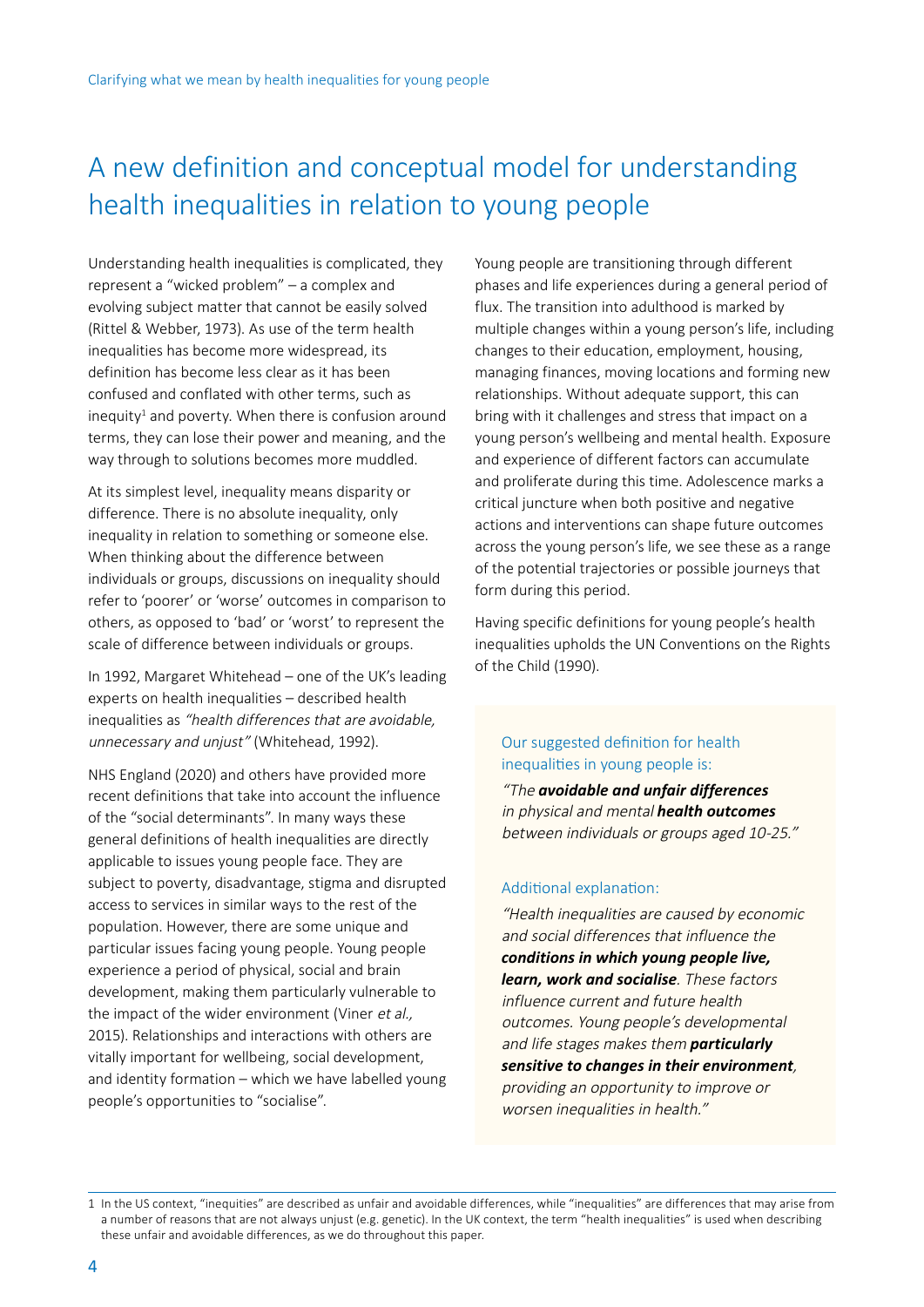# A new definition and conceptual model for understanding health inequalities in relation to young people

Understanding health inequalities is complicated, they represent a "wicked problem" – a complex and evolving subject matter that cannot be easily solved (Rittel & Webber, 1973). As use of the term health inequalities has become more widespread, its definition has become less clear as it has been confused and conflated with other terms, such as inequity[1] and poverty. When there is confusion around terms, they can lose their power and meaning, and the way through to solutions becomes more muddled.

At its simplest level, inequality means disparity or difference. There is no absolute inequality, only inequality in relation to something or someone else. When thinking about the difference between individuals or groups, discussions on inequality should refer to 'poorer' or 'worse' outcomes in comparison to others, as opposed to 'bad' or 'worst' to represent the scale of difference between individuals or groups.

In 1992, Margaret Whitehead – one of the UK's leading experts on health inequalities – described health inequalities as *"health differences that are avoidable, unnecessary and unjust"* (Whitehead, 1992).

NHS England (2020) and others have provided more recent definitions that take into account the influence of the "social determinants". In many ways these general definitions of health inequalities are directly applicable to issues young people face. They are subject to poverty, disadvantage, stigma and disrupted access to services in similar ways to the rest of the population. However, there are some unique and particular issues facing young people. Young people experience a period of physical, social and brain development, making them particularly vulnerable to the impact of the wider environment (Viner *et al.,* 2015). Relationships and interactions with others are vitally important for wellbeing, social development, and identity formation – which we have labelled young people's opportunities to "socialise".

Young people are transitioning through different phases and life experiences during a general period of flux. The transition into adulthood is marked by multiple changes within a young person's life, including changes to their education, employment, housing, managing finances, moving locations and forming new relationships. Without adequate support, this can bring with it challenges and stress that impact on a young person's wellbeing and mental health. Exposure and experience of different factors can accumulate and proliferate during this time. Adolescence marks a critical juncture when both positive and negative actions and interventions can shape future outcomes across the young person's life, we see these as a range of the potential trajectories or possible journeys that form during this period.

Having specific definitions for young people's health inequalities upholds the UN Conventions on the Rights of the Child (1990).

> Our suggested definition for health inequalities in young people is:
>
> *"The **avoidable and unfair differences** in physical and mental **health outcomes** between individuals or groups aged 10-25."*
>
> Additional explanation:
>
> *"Health inequalities are caused by economic and social differences that influence the **conditions in which young people live, learn, work and socialise**. These factors influence current and future health outcomes. Young people's developmental and life stages makes them **particularly sensitive to changes in their environment**, providing an opportunity to improve or worsen inequalities in health."*

[1] In the US context, "inequities" are described as unfair and avoidable differences, while "inequalities" are differences that may arise from a number of reasons that are not always unjust (e.g. genetic). In the UK context, the term "health inequalities" is used when describing these unfair and avoidable differences, as we do throughout this paper.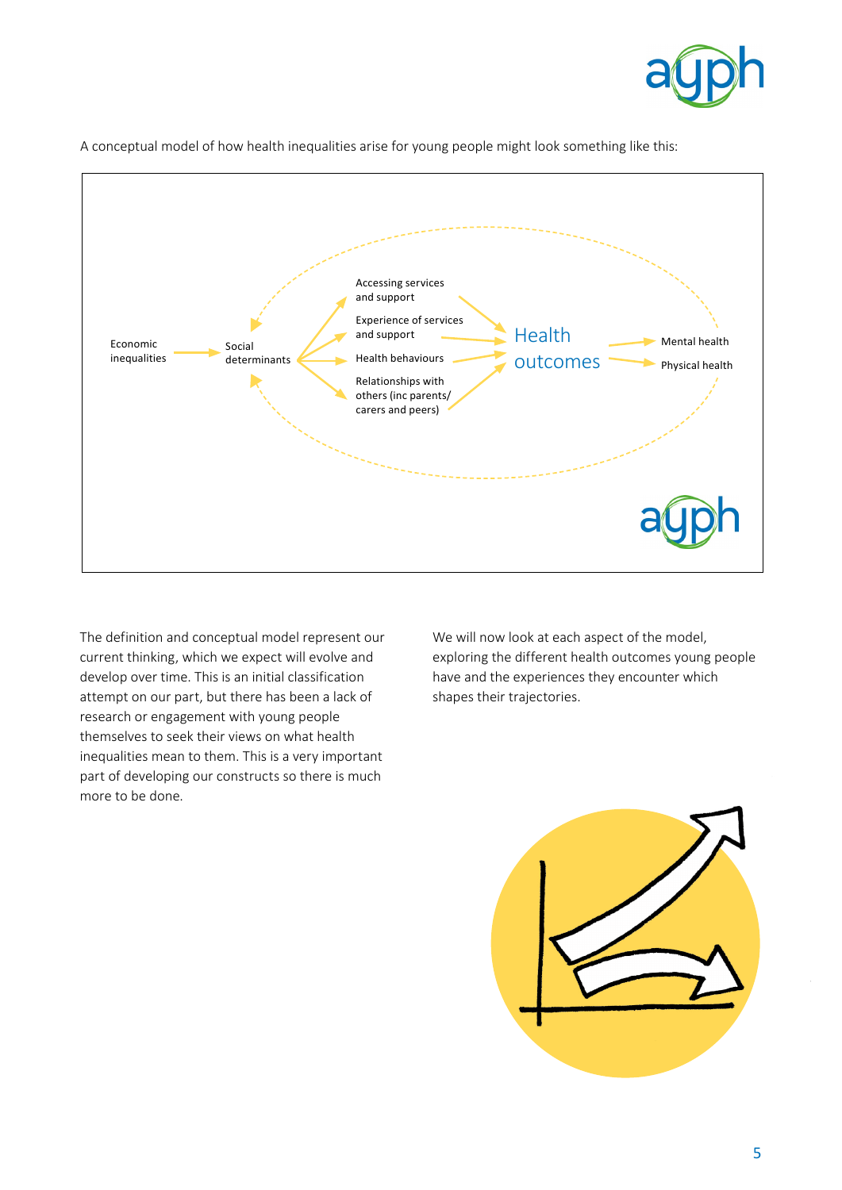A conceptual model of how health inequalities arise for young people might look something like this:

Economic inequalities → Social determinants → Accessing services and support / Experience of services and support / Health behaviours / Relationships with others (inc parents/ carers and peers) → Health outcomes → Mental health / Physical health

The definition and conceptual model represent our current thinking, which we expect will evolve and develop over time. This is an initial classification attempt on our part, but there has been a lack of research or engagement with young people themselves to seek their views on what health inequalities mean to them. This is a very important part of developing our constructs so there is much more to be done.

We will now look at each aspect of the model, exploring the different health outcomes young people have and the experiences they encounter which shapes their trajectories.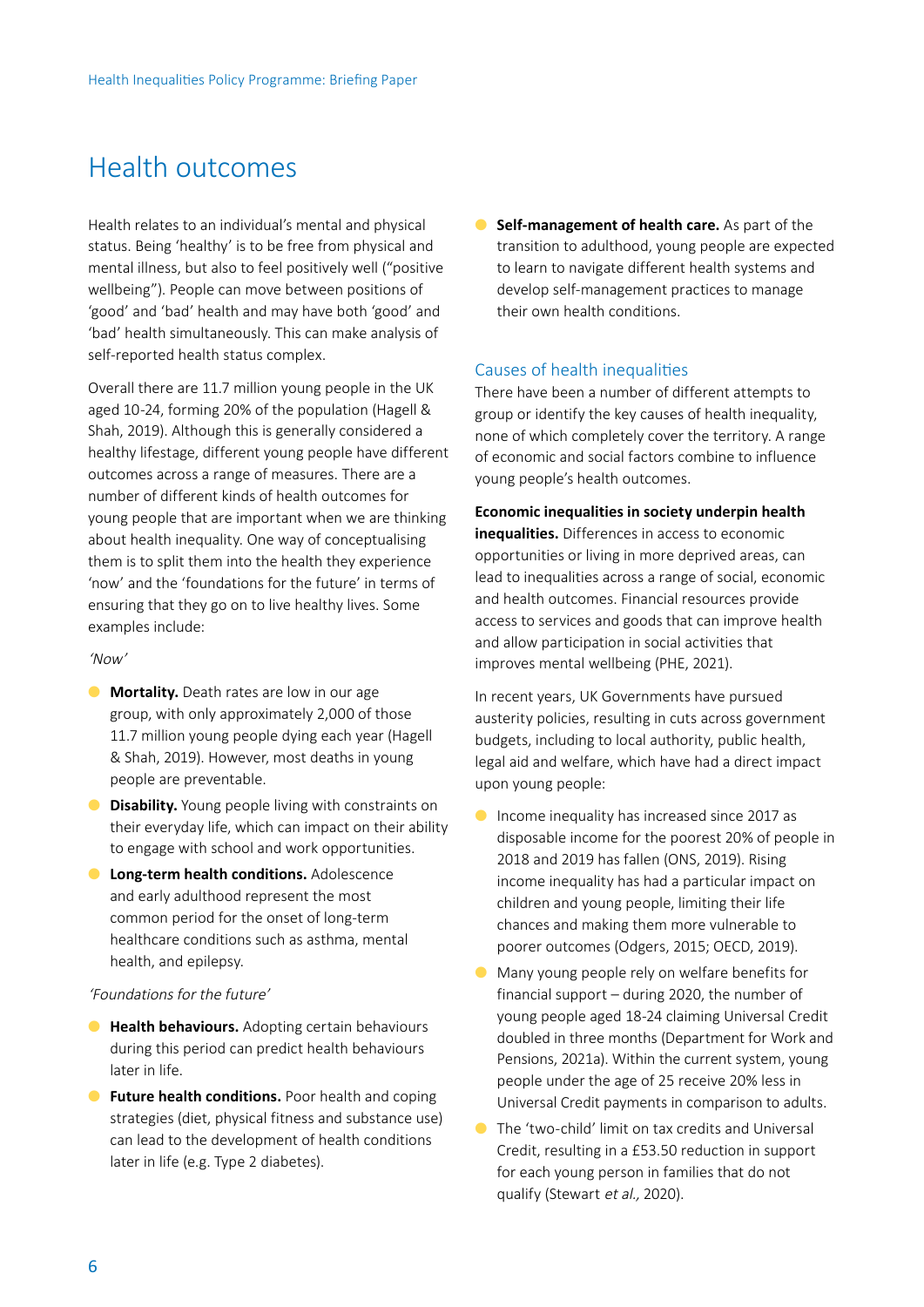# Health outcomes

Health relates to an individual's mental and physical status. Being 'healthy' is to be free from physical and mental illness, but also to feel positively well ("positive wellbeing"). People can move between positions of 'good' and 'bad' health and may have both 'good' and 'bad' health simultaneously. This can make analysis of self-reported health status complex.

Overall there are 11.7 million young people in the UK aged 10-24, forming 20% of the population (Hagell & Shah, 2019). Although this is generally considered a healthy lifestage, different young people have different outcomes across a range of measures. There are a number of different kinds of health outcomes for young people that are important when we are thinking about health inequality. One way of conceptualising them is to split them into the health they experience 'now' and the 'foundations for the future' in terms of ensuring that they go on to live healthy lives. Some examples include:

*'Now'*

- **Mortality.** Death rates are low in our age group, with only approximately 2,000 of those 11.7 million young people dying each year (Hagell & Shah, 2019). However, most deaths in young people are preventable.
- **Disability.** Young people living with constraints on their everyday life, which can impact on their ability to engage with school and work opportunities.
- **Long-term health conditions.** Adolescence and early adulthood represent the most common period for the onset of long-term healthcare conditions such as asthma, mental health, and epilepsy.

*'Foundations for the future'*

- **Health behaviours.** Adopting certain behaviours during this period can predict health behaviours later in life.
- **Future health conditions.** Poor health and coping strategies (diet, physical fitness and substance use) can lead to the development of health conditions later in life (e.g. Type 2 diabetes).
- **Self-management of health care.** As part of the transition to adulthood, young people are expected to learn to navigate different health systems and develop self-management practices to manage their own health conditions.

## Causes of health inequalities

There have been a number of different attempts to group or identify the key causes of health inequality, none of which completely cover the territory. A range of economic and social factors combine to influence young people's health outcomes.

**Economic inequalities in society underpin health inequalities.** Differences in access to economic opportunities or living in more deprived areas, can lead to inequalities across a range of social, economic and health outcomes. Financial resources provide access to services and goods that can improve health and allow participation in social activities that improves mental wellbeing (PHE, 2021).

In recent years, UK Governments have pursued austerity policies, resulting in cuts across government budgets, including to local authority, public health, legal aid and welfare, which have had a direct impact upon young people:

- Income inequality has increased since 2017 as disposable income for the poorest 20% of people in 2018 and 2019 has fallen (ONS, 2019). Rising income inequality has had a particular impact on children and young people, limiting their life chances and making them more vulnerable to poorer outcomes (Odgers, 2015; OECD, 2019).
- Many young people rely on welfare benefits for financial support – during 2020, the number of young people aged 18-24 claiming Universal Credit doubled in three months (Department for Work and Pensions, 2021a). Within the current system, young people under the age of 25 receive 20% less in Universal Credit payments in comparison to adults.
- The 'two-child' limit on tax credits and Universal Credit, resulting in a £53.50 reduction in support for each young person in families that do not qualify (Stewart *et al.,* 2020).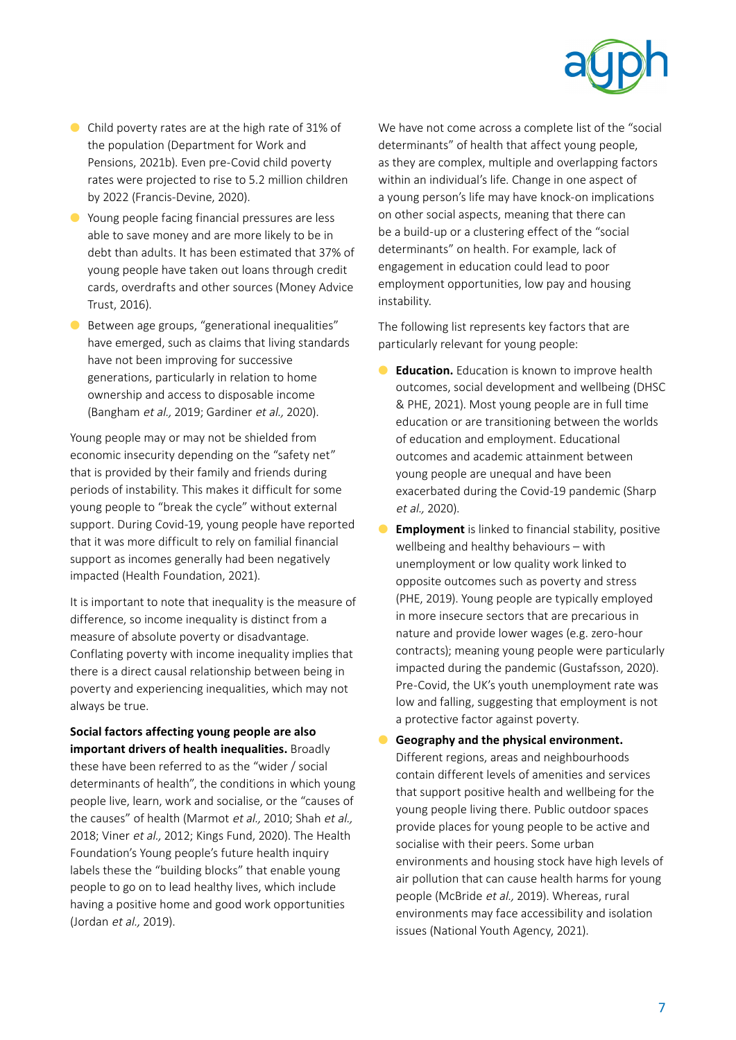- Child poverty rates are at the high rate of 31% of the population (Department for Work and Pensions, 2021b). Even pre-Covid child poverty rates were projected to rise to 5.2 million children by 2022 (Francis-Devine, 2020).
- Young people facing financial pressures are less able to save money and are more likely to be in debt than adults. It has been estimated that 37% of young people have taken out loans through credit cards, overdrafts and other sources (Money Advice Trust, 2016).
- Between age groups, "generational inequalities" have emerged, such as claims that living standards have not been improving for successive generations, particularly in relation to home ownership and access to disposable income (Bangham *et al.,* 2019; Gardiner *et al.,* 2020).

Young people may or may not be shielded from economic insecurity depending on the "safety net" that is provided by their family and friends during periods of instability. This makes it difficult for some young people to "break the cycle" without external support. During Covid-19, young people have reported that it was more difficult to rely on familial financial support as incomes generally had been negatively impacted (Health Foundation, 2021).

It is important to note that inequality is the measure of difference, so income inequality is distinct from a measure of absolute poverty or disadvantage. Conflating poverty with income inequality implies that there is a direct causal relationship between being in poverty and experiencing inequalities, which may not always be true.

**Social factors affecting young people are also important drivers of health inequalities.** Broadly these have been referred to as the "wider / social determinants of health", the conditions in which young people live, learn, work and socialise, or the "causes of the causes" of health (Marmot *et al.,* 2010; Shah *et al.,* 2018; Viner *et al.,* 2012; Kings Fund, 2020). The Health Foundation's Young people's future health inquiry labels these the "building blocks" that enable young people to go on to lead healthy lives, which include having a positive home and good work opportunities (Jordan *et al.,* 2019).

We have not come across a complete list of the "social determinants" of health that affect young people, as they are complex, multiple and overlapping factors within an individual's life. Change in one aspect of a young person's life may have knock-on implications on other social aspects, meaning that there can be a build-up or a clustering effect of the "social determinants" on health. For example, lack of engagement in education could lead to poor employment opportunities, low pay and housing instability.

The following list represents key factors that are particularly relevant for young people:

- **Education.** Education is known to improve health outcomes, social development and wellbeing (DHSC & PHE, 2021). Most young people are in full time education or are transitioning between the worlds of education and employment. Educational outcomes and academic attainment between young people are unequal and have been exacerbated during the Covid-19 pandemic (Sharp *et al.,* 2020).
- **Employment** is linked to financial stability, positive wellbeing and healthy behaviours – with unemployment or low quality work linked to opposite outcomes such as poverty and stress (PHE, 2019). Young people are typically employed in more insecure sectors that are precarious in nature and provide lower wages (e.g. zero-hour contracts); meaning young people were particularly impacted during the pandemic (Gustafsson, 2020). Pre-Covid, the UK's youth unemployment rate was low and falling, suggesting that employment is not a protective factor against poverty.
- **Geography and the physical environment.** Different regions, areas and neighbourhoods contain different levels of amenities and services that support positive health and wellbeing for the young people living there. Public outdoor spaces provide places for young people to be active and socialise with their peers. Some urban environments and housing stock have high levels of air pollution that can cause health harms for young people (McBride *et al.,* 2019). Whereas, rural environments may face accessibility and isolation issues (National Youth Agency, 2021).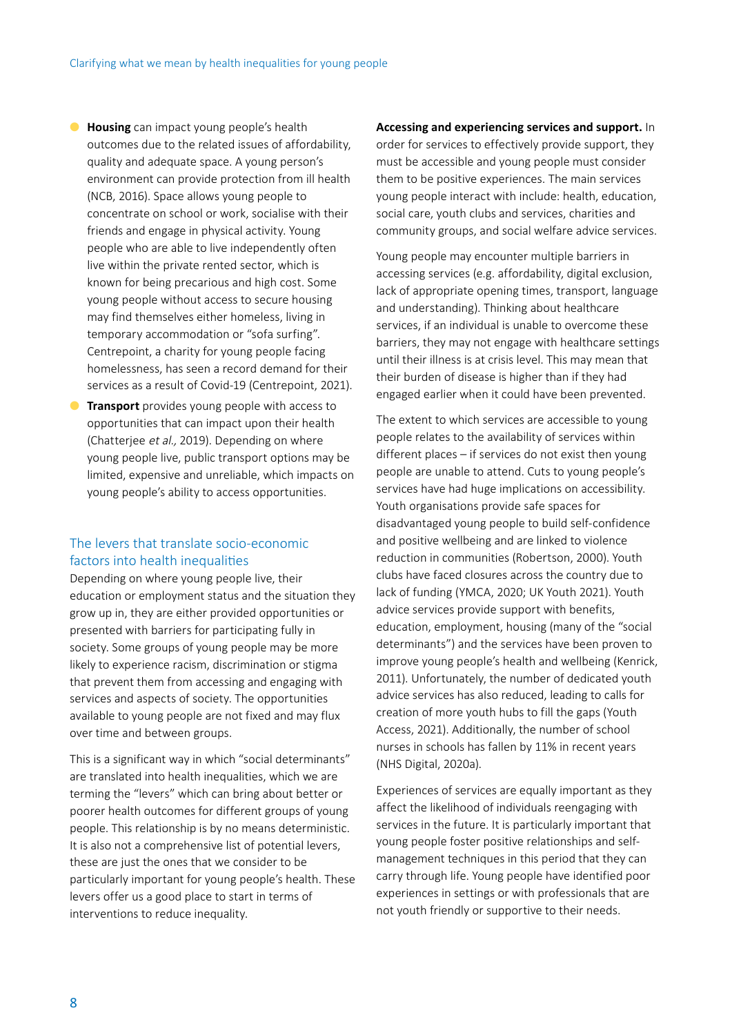- **Housing** can impact young people's health outcomes due to the related issues of affordability, quality and adequate space. A young person's environment can provide protection from ill health (NCB, 2016). Space allows young people to concentrate on school or work, socialise with their friends and engage in physical activity. Young people who are able to live independently often live within the private rented sector, which is known for being precarious and high cost. Some young people without access to secure housing may find themselves either homeless, living in temporary accommodation or "sofa surfing". Centrepoint, a charity for young people facing homelessness, has seen a record demand for their services as a result of Covid-19 (Centrepoint, 2021).
- **Transport** provides young people with access to opportunities that can impact upon their health (Chatterjee *et al.,* 2019). Depending on where young people live, public transport options may be limited, expensive and unreliable, which impacts on young people's ability to access opportunities.

## The levers that translate socio-economic factors into health inequalities

Depending on where young people live, their education or employment status and the situation they grow up in, they are either provided opportunities or presented with barriers for participating fully in society. Some groups of young people may be more likely to experience racism, discrimination or stigma that prevent them from accessing and engaging with services and aspects of society. The opportunities available to young people are not fixed and may flux over time and between groups.

This is a significant way in which "social determinants" are translated into health inequalities, which we are terming the "levers" which can bring about better or poorer health outcomes for different groups of young people. This relationship is by no means deterministic. It is also not a comprehensive list of potential levers, these are just the ones that we consider to be particularly important for young people's health. These levers offer us a good place to start in terms of interventions to reduce inequality.

**Accessing and experiencing services and support.** In order for services to effectively provide support, they must be accessible and young people must consider them to be positive experiences. The main services young people interact with include: health, education, social care, youth clubs and services, charities and community groups, and social welfare advice services.

Young people may encounter multiple barriers in accessing services (e.g. affordability, digital exclusion, lack of appropriate opening times, transport, language and understanding). Thinking about healthcare services, if an individual is unable to overcome these barriers, they may not engage with healthcare settings until their illness is at crisis level. This may mean that their burden of disease is higher than if they had engaged earlier when it could have been prevented.

The extent to which services are accessible to young people relates to the availability of services within different places – if services do not exist then young people are unable to attend. Cuts to young people's services have had huge implications on accessibility. Youth organisations provide safe spaces for disadvantaged young people to build self-confidence and positive wellbeing and are linked to violence reduction in communities (Robertson, 2000). Youth clubs have faced closures across the country due to lack of funding (YMCA, 2020; UK Youth 2021). Youth advice services provide support with benefits, education, employment, housing (many of the "social determinants") and the services have been proven to improve young people's health and wellbeing (Kenrick, 2011). Unfortunately, the number of dedicated youth advice services has also reduced, leading to calls for creation of more youth hubs to fill the gaps (Youth Access, 2021). Additionally, the number of school nurses in schools has fallen by 11% in recent years (NHS Digital, 2020a).

Experiences of services are equally important as they affect the likelihood of individuals reengaging with services in the future. It is particularly important that young people foster positive relationships and self-management techniques in this period that they can carry through life. Young people have identified poor experiences in settings or with professionals that are not youth friendly or supportive to their needs.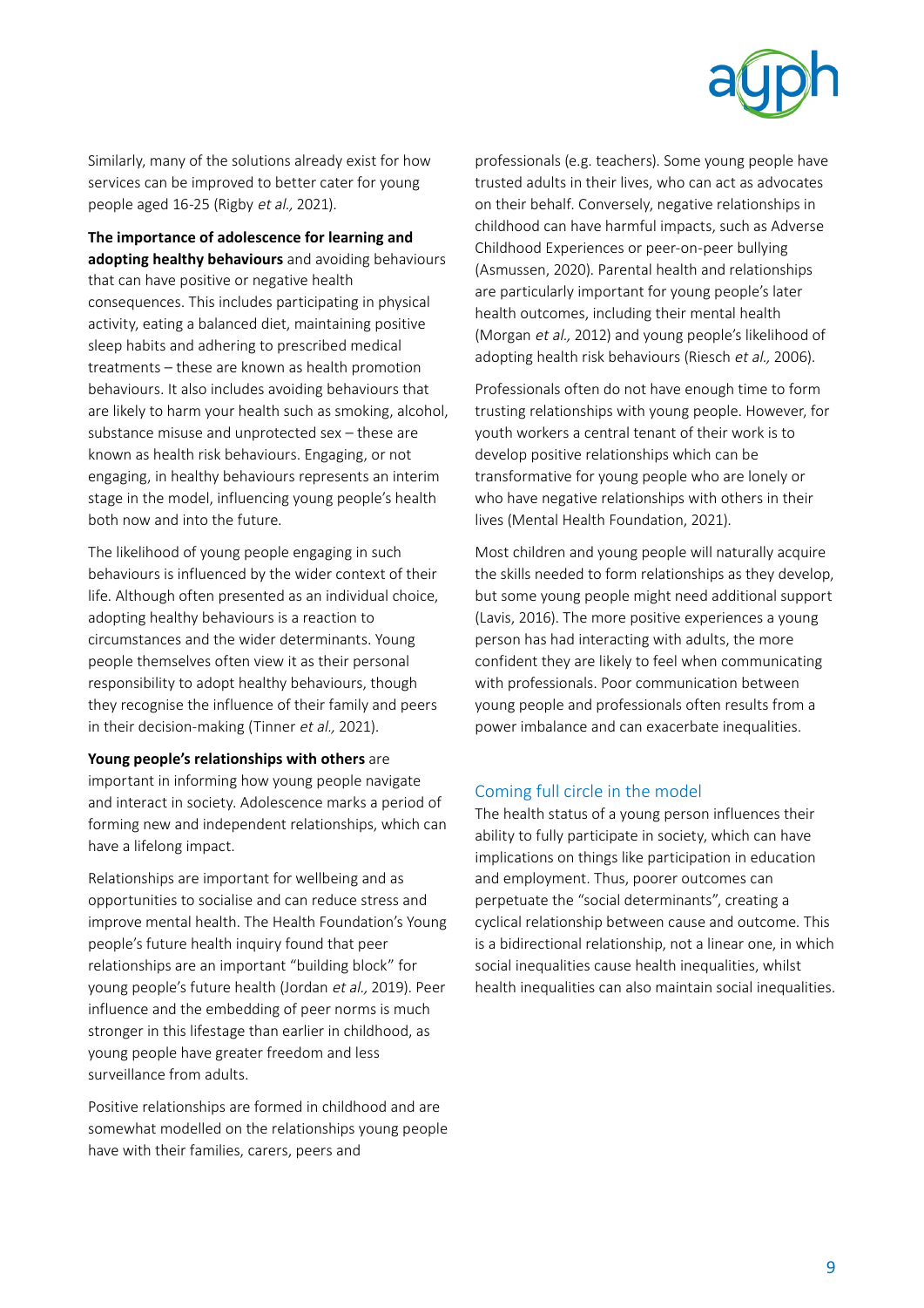Similarly, many of the solutions already exist for how services can be improved to better cater for young people aged 16-25 (Rigby *et al.,* 2021).

**The importance of adolescence for learning and adopting healthy behaviours** and avoiding behaviours that can have positive or negative health consequences. This includes participating in physical activity, eating a balanced diet, maintaining positive sleep habits and adhering to prescribed medical treatments – these are known as health promotion behaviours. It also includes avoiding behaviours that are likely to harm your health such as smoking, alcohol, substance misuse and unprotected sex – these are known as health risk behaviours. Engaging, or not engaging, in healthy behaviours represents an interim stage in the model, influencing young people's health both now and into the future.

The likelihood of young people engaging in such behaviours is influenced by the wider context of their life. Although often presented as an individual choice, adopting healthy behaviours is a reaction to circumstances and the wider determinants. Young people themselves often view it as their personal responsibility to adopt healthy behaviours, though they recognise the influence of their family and peers in their decision-making (Tinner *et al.,* 2021).

**Young people's relationships with others** are important in informing how young people navigate and interact in society. Adolescence marks a period of forming new and independent relationships, which can have a lifelong impact.

Relationships are important for wellbeing and as opportunities to socialise and can reduce stress and improve mental health. The Health Foundation's Young people's future health inquiry found that peer relationships are an important "building block" for young people's future health (Jordan *et al.,* 2019). Peer influence and the embedding of peer norms is much stronger in this lifestage than earlier in childhood, as young people have greater freedom and less surveillance from adults.

Positive relationships are formed in childhood and are somewhat modelled on the relationships young people have with their families, carers, peers and professionals (e.g. teachers). Some young people have trusted adults in their lives, who can act as advocates on their behalf. Conversely, negative relationships in childhood can have harmful impacts, such as Adverse Childhood Experiences or peer-on-peer bullying (Asmussen, 2020). Parental health and relationships are particularly important for young people's later health outcomes, including their mental health (Morgan *et al.,* 2012) and young people's likelihood of adopting health risk behaviours (Riesch *et al.,* 2006).

Professionals often do not have enough time to form trusting relationships with young people. However, for youth workers a central tenant of their work is to develop positive relationships which can be transformative for young people who are lonely or who have negative relationships with others in their lives (Mental Health Foundation, 2021).

Most children and young people will naturally acquire the skills needed to form relationships as they develop, but some young people might need additional support (Lavis, 2016). The more positive experiences a young person has had interacting with adults, the more confident they are likely to feel when communicating with professionals. Poor communication between young people and professionals often results from a power imbalance and can exacerbate inequalities.

## Coming full circle in the model

The health status of a young person influences their ability to fully participate in society, which can have implications on things like participation in education and employment. Thus, poorer outcomes can perpetuate the "social determinants", creating a cyclical relationship between cause and outcome. This is a bidirectional relationship, not a linear one, in which social inequalities cause health inequalities, whilst health inequalities can also maintain social inequalities.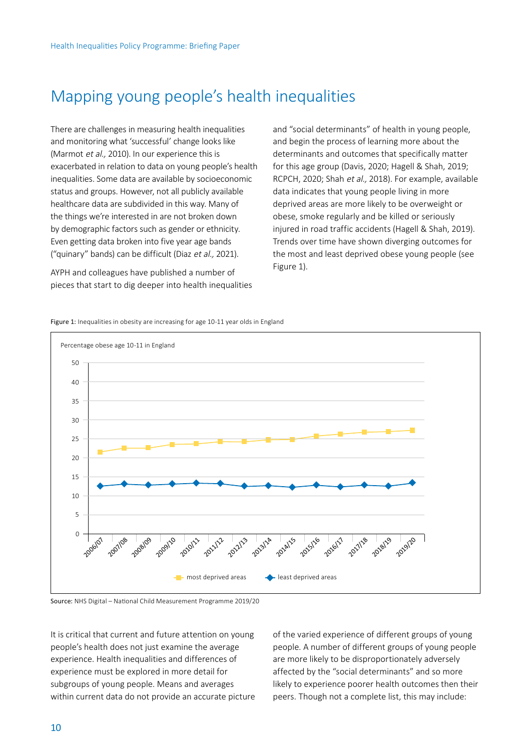# Mapping young people's health inequalities

There are challenges in measuring health inequalities and monitoring what 'successful' change looks like (Marmot *et al.,* 2010). In our experience this is exacerbated in relation to data on young people's health inequalities. Some data are available by socioeconomic status and groups. However, not all publicly available healthcare data are subdivided in this way. Many of the things we're interested in are not broken down by demographic factors such as gender or ethnicity. Even getting data broken into five year age bands ("quinary" bands) can be difficult (Diaz *et al.,* 2021).

AYPH and colleagues have published a number of pieces that start to dig deeper into health inequalities and "social determinants" of health in young people, and begin the process of learning more about the determinants and outcomes that specifically matter for this age group (Davis, 2020; Hagell & Shah, 2019; RCPCH, 2020; Shah *et al.,* 2018). For example, available data indicates that young people living in more deprived areas are more likely to be overweight or obese, smoke regularly and be killed or seriously injured in road traffic accidents (Hagell & Shah, 2019). Trends over time have shown diverging outcomes for the most and least deprived obese young people (see Figure 1).

**Figure 1:** Inequalities in obesity are increasing for age 10-11 year olds in England

Percentage obese age 10-11 in England

(Chart: most deprived areas vs least deprived areas, 2006/07 to 2019/20)

**Source:** NHS Digital – National Child Measurement Programme 2019/20

It is critical that current and future attention on young people's health does not just examine the average experience. Health inequalities and differences of experience must be explored in more detail for subgroups of young people. Means and averages within current data do not provide an accurate picture of the varied experience of different groups of young people. A number of different groups of young people are more likely to be disproportionately adversely affected by the "social determinants" and so more likely to experience poorer health outcomes then their peers. Though not a complete list, this may include: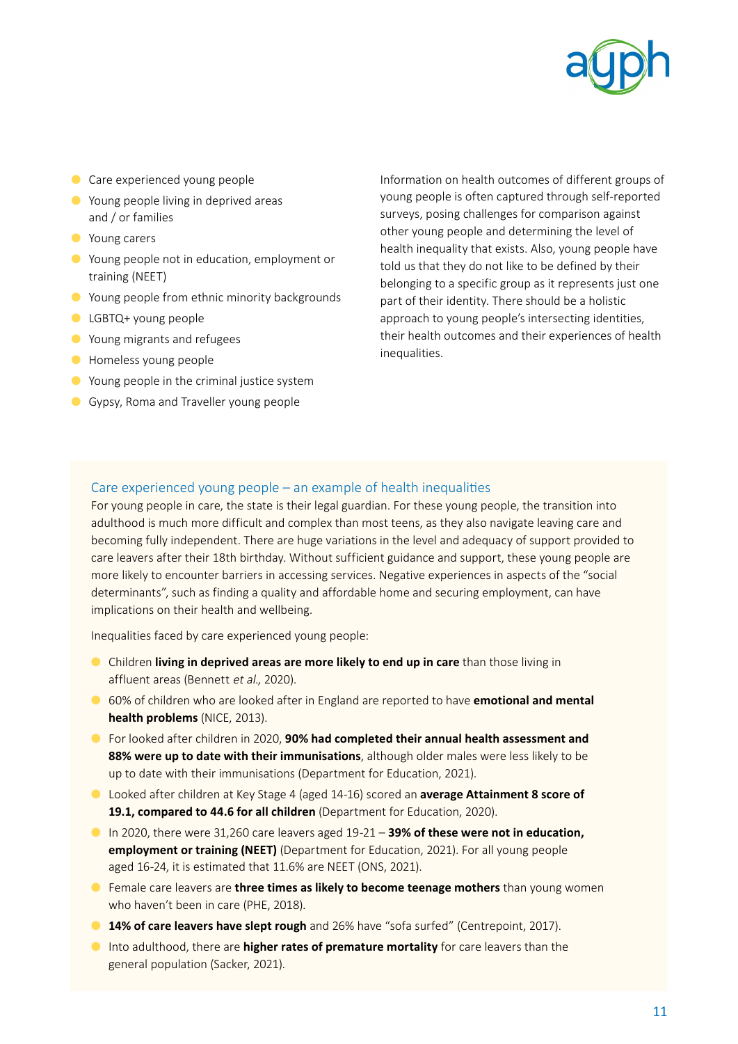- Care experienced young people
- Young people living in deprived areas and / or families
- Young carers
- Young people not in education, employment or training (NEET)
- Young people from ethnic minority backgrounds
- LGBTQ+ young people
- Young migrants and refugees
- Homeless young people
- Young people in the criminal justice system
- Gypsy, Roma and Traveller young people

Information on health outcomes of different groups of young people is often captured through self-reported surveys, posing challenges for comparison against other young people and determining the level of health inequality that exists. Also, young people have told us that they do not like to be defined by their belonging to a specific group as it represents just one part of their identity. There should be a holistic approach to young people's intersecting identities, their health outcomes and their experiences of health inequalities.

## Care experienced young people – an example of health inequalities

For young people in care, the state is their legal guardian. For these young people, the transition into adulthood is much more difficult and complex than most teens, as they also navigate leaving care and becoming fully independent. There are huge variations in the level and adequacy of support provided to care leavers after their 18th birthday. Without sufficient guidance and support, these young people are more likely to encounter barriers in accessing services. Negative experiences in aspects of the "social determinants", such as finding a quality and affordable home and securing employment, can have implications on their health and wellbeing.

Inequalities faced by care experienced young people:

- Children **living in deprived areas are more likely to end up in care** than those living in affluent areas (Bennett *et al.,* 2020).
- 60% of children who are looked after in England are reported to have **emotional and mental health problems** (NICE, 2013).
- For looked after children in 2020, **90% had completed their annual health assessment and 88% were up to date with their immunisations**, although older males were less likely to be up to date with their immunisations (Department for Education, 2021).
- Looked after children at Key Stage 4 (aged 14-16) scored an **average Attainment 8 score of 19.1, compared to 44.6 for all children** (Department for Education, 2020).
- In 2020, there were 31,260 care leavers aged 19-21 – **39% of these were not in education, employment or training (NEET)** (Department for Education, 2021). For all young people aged 16-24, it is estimated that 11.6% are NEET (ONS, 2021).
- Female care leavers are **three times as likely to become teenage mothers** than young women who haven't been in care (PHE, 2018).
- **14% of care leavers have slept rough** and 26% have "sofa surfed" (Centrepoint, 2017).
- Into adulthood, there are **higher rates of premature mortality** for care leavers than the general population (Sacker, 2021).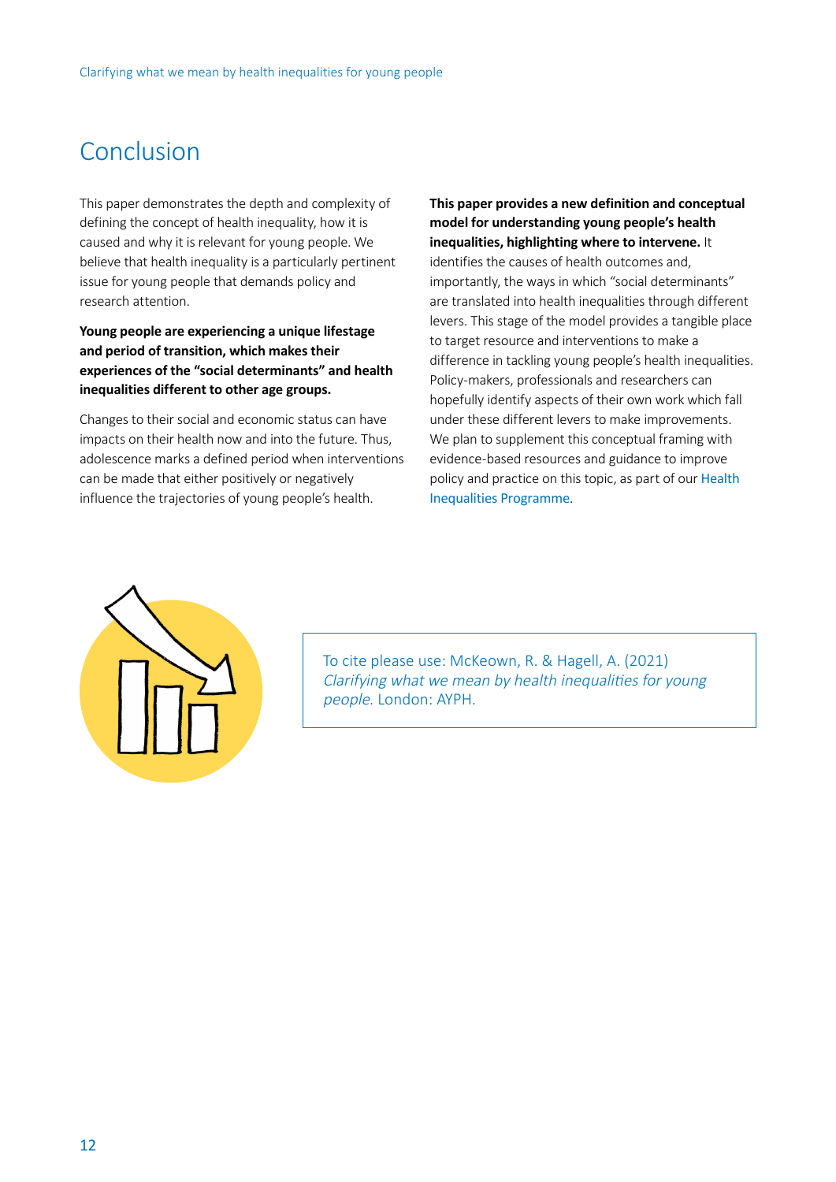# Conclusion

This paper demonstrates the depth and complexity of defining the concept of health inequality, how it is caused and why it is relevant for young people. We believe that health inequality is a particularly pertinent issue for young people that demands policy and research attention.

**Young people are experiencing a unique lifestage and period of transition, which makes their experiences of the "social determinants" and health inequalities different to other age groups.**

Changes to their social and economic status can have impacts on their health now and into the future. Thus, adolescence marks a defined period when interventions can be made that either positively or negatively influence the trajectories of young people's health.

**This paper provides a new definition and conceptual model for understanding young people's health inequalities, highlighting where to intervene.** It identifies the causes of health outcomes and, importantly, the ways in which "social determinants" are translated into health inequalities through different levers. This stage of the model provides a tangible place to target resource and interventions to make a difference in tackling young people's health inequalities. Policy-makers, professionals and researchers can hopefully identify aspects of their own work which fall under these different levers to make improvements. We plan to supplement this conceptual framing with evidence-based resources and guidance to improve policy and practice on this topic, as part of our Health Inequalities Programme.

To cite please use: McKeown, R. & Hagell, A. (2021) *Clarifying what we mean by health inequalities for young people.* London: AYPH.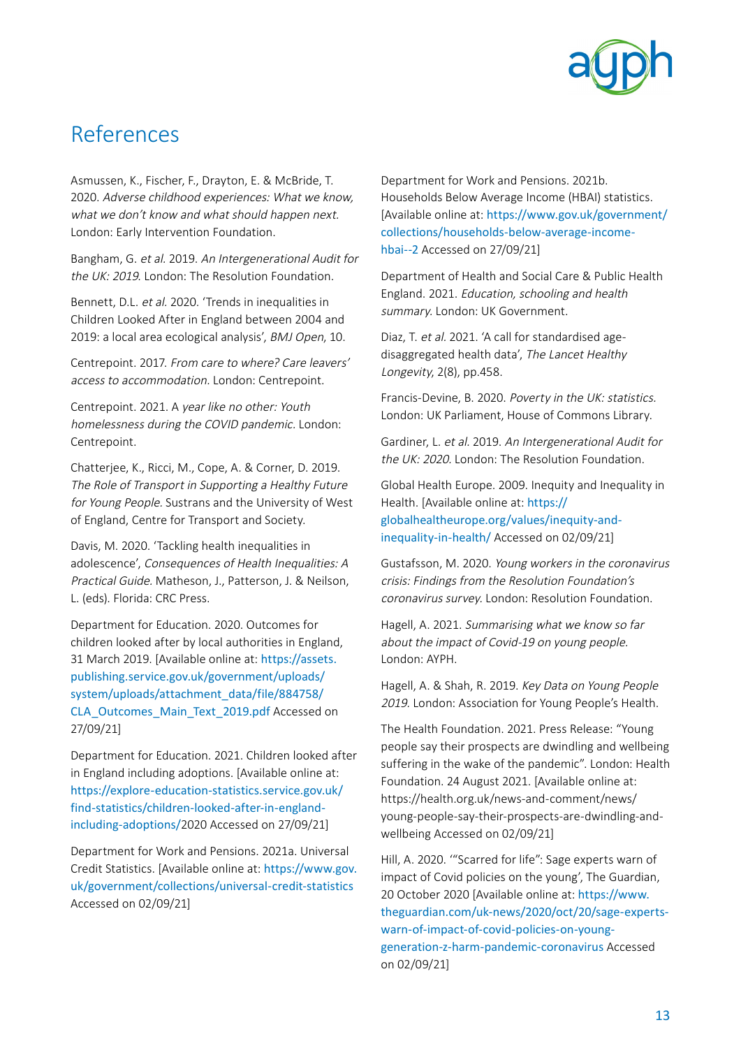# References

Asmussen, K., Fischer, F., Drayton, E. & McBride, T. 2020. *Adverse childhood experiences: What we know, what we don't know and what should happen next.* London: Early Intervention Foundation.

Bangham, G. *et al.* 2019. *An Intergenerational Audit for the UK: 2019*. London: The Resolution Foundation.

Bennett, D.L. *et al.* 2020. 'Trends in inequalities in Children Looked After in England between 2004 and 2019: a local area ecological analysis', *BMJ Open*, 10.

Centrepoint. 2017. *From care to where? Care leavers' access to accommodation.* London: Centrepoint.

Centrepoint. 2021. A *year like no other: Youth homelessness during the COVID pandemic.* London: Centrepoint.

Chatterjee, K., Ricci, M., Cope, A. & Corner, D. 2019. *The Role of Transport in Supporting a Healthy Future for Young People.* Sustrans and the University of West of England, Centre for Transport and Society.

Davis, M. 2020. 'Tackling health inequalities in adolescence', *Consequences of Health Inequalities: A Practical Guide.* Matheson, J., Patterson, J. & Neilson, L. (eds). Florida: CRC Press.

Department for Education. 2020. Outcomes for children looked after by local authorities in England, 31 March 2019. [Available online at: https://assets.publishing.service.gov.uk/government/uploads/system/uploads/attachment_data/file/884758/CLA_Outcomes_Main_Text_2019.pdf Accessed on 27/09/21]

Department for Education. 2021. Children looked after in England including adoptions. [Available online at: https://explore-education-statistics.service.gov.uk/find-statistics/children-looked-after-in-england-including-adoptions/2020 Accessed on 27/09/21]

Department for Work and Pensions. 2021a. Universal Credit Statistics. [Available online at: https://www.gov.uk/government/collections/universal-credit-statistics Accessed on 02/09/21]

Department for Work and Pensions. 2021b. Households Below Average Income (HBAI) statistics. [Available online at: https://www.gov.uk/government/collections/households-below-average-income-hbai--2 Accessed on 27/09/21]

Department of Health and Social Care & Public Health England. 2021. *Education, schooling and health summary.* London: UK Government.

Diaz, T. *et al.* 2021. 'A call for standardised age-disaggregated health data', *The Lancet Healthy Longevity*, 2(8), pp.458.

Francis-Devine, B. 2020. *Poverty in the UK: statistics.* London: UK Parliament, House of Commons Library.

Gardiner, L. *et al.* 2019. *An Intergenerational Audit for the UK: 2020.* London: The Resolution Foundation.

Global Health Europe. 2009. Inequity and Inequality in Health. [Available online at: https://globalhealtheurope.org/values/inequity-and-inequality-in-health/ Accessed on 02/09/21]

Gustafsson, M. 2020. *Young workers in the coronavirus crisis: Findings from the Resolution Foundation's coronavirus survey.* London: Resolution Foundation.

Hagell, A. 2021. *Summarising what we know so far about the impact of Covid-19 on young people.* London: AYPH.

Hagell, A. & Shah, R. 2019. *Key Data on Young People 2019.* London: Association for Young People's Health.

The Health Foundation. 2021. Press Release: "Young people say their prospects are dwindling and wellbeing suffering in the wake of the pandemic". London: Health Foundation. 24 August 2021. [Available online at: https://health.org.uk/news-and-comment/news/young-people-say-their-prospects-are-dwindling-and-wellbeing Accessed on 02/09/21]

Hill, A. 2020. '"Scarred for life": Sage experts warn of impact of Covid policies on the young', The Guardian, 20 October 2020 [Available online at: https://www.theguardian.com/uk-news/2020/oct/20/sage-experts-warn-of-impact-of-covid-policies-on-young-generation-z-harm-pandemic-coronavirus Accessed on 02/09/21]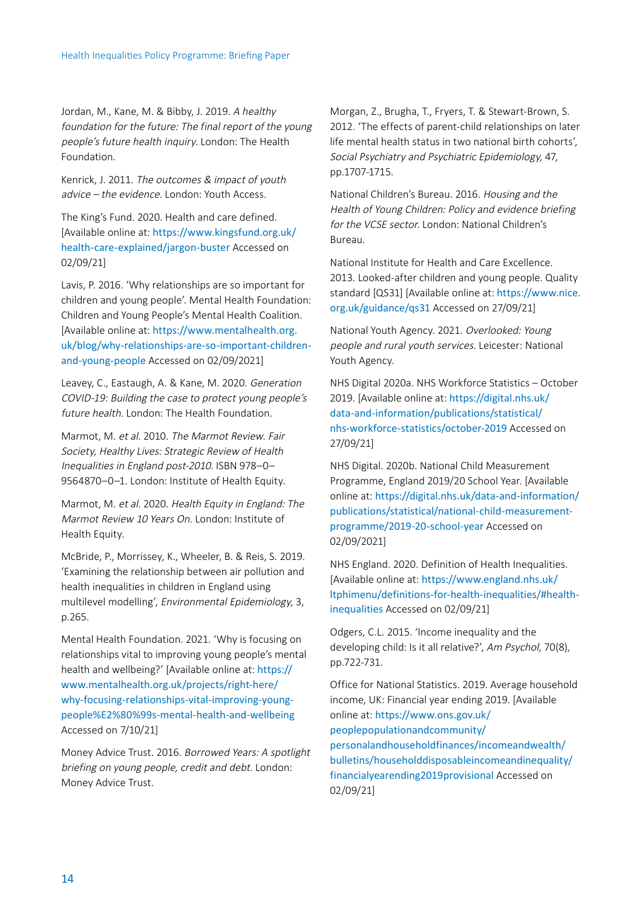Jordan, M., Kane, M. & Bibby, J. 2019. *A healthy foundation for the future: The final report of the young people's future health inquiry.* London: The Health Foundation.

Kenrick, J. 2011. *The outcomes & impact of youth advice – the evidence.* London: Youth Access.

The King's Fund. 2020. Health and care defined. [Available online at: https://www.kingsfund.org.uk/health-care-explained/jargon-buster Accessed on 02/09/21]

Lavis, P. 2016. 'Why relationships are so important for children and young people'. Mental Health Foundation: Children and Young People's Mental Health Coalition. [Available online at: https://www.mentalhealth.org.uk/blog/why-relationships-are-so-important-children-and-young-people Accessed on 02/09/2021]

Leavey, C., Eastaugh, A. & Kane, M. 2020. *Generation COVID-19: Building the case to protect young people's future health.* London: The Health Foundation.

Marmot, M. *et al.* 2010. *The Marmot Review. Fair Society, Healthy Lives: Strategic Review of Health Inequalities in England post-2010.* ISBN 978–0–9564870–0–1. London: Institute of Health Equity.

Marmot, M. *et al.* 2020. *Health Equity in England: The Marmot Review 10 Years On.* London: Institute of Health Equity.

McBride, P., Morrissey, K., Wheeler, B. & Reis, S. 2019. 'Examining the relationship between air pollution and health inequalities in children in England using multilevel modelling', *Environmental Epidemiology,* 3, p.265.

Mental Health Foundation. 2021. 'Why is focusing on relationships vital to improving young people's mental health and wellbeing?' [Available online at: https://www.mentalhealth.org.uk/projects/right-here/why-focusing-relationships-vital-improving-young-people%E2%80%99s-mental-health-and-wellbeing Accessed on 7/10/21]

Money Advice Trust. 2016. *Borrowed Years: A spotlight briefing on young people, credit and debt.* London: Money Advice Trust.

Morgan, Z., Brugha, T., Fryers, T. & Stewart-Brown, S. 2012. 'The effects of parent-child relationships on later life mental health status in two national birth cohorts', *Social Psychiatry and Psychiatric Epidemiology,* 47, pp.1707-1715.

National Children's Bureau. 2016. *Housing and the Health of Young Children: Policy and evidence briefing for the VCSE sector.* London: National Children's Bureau.

National Institute for Health and Care Excellence. 2013. Looked-after children and young people. Quality standard [QS31] [Available online at: https://www.nice.org.uk/guidance/qs31 Accessed on 27/09/21]

National Youth Agency. 2021. *Overlooked: Young people and rural youth services.* Leicester: National Youth Agency.

NHS Digital 2020a. NHS Workforce Statistics – October 2019. [Available online at: https://digital.nhs.uk/data-and-information/publications/statistical/nhs-workforce-statistics/october-2019 Accessed on 27/09/21]

NHS Digital. 2020b. National Child Measurement Programme, England 2019/20 School Year. [Available online at: https://digital.nhs.uk/data-and-information/publications/statistical/national-child-measurement-programme/2019-20-school-year Accessed on 02/09/2021]

NHS England. 2020. Definition of Health Inequalities. [Available online at: https://www.england.nhs.uk/ltphimenu/definitions-for-health-inequalities/#health-inequalities Accessed on 02/09/21]

Odgers, C.L. 2015. 'Income inequality and the developing child: Is it all relative?', *Am Psychol,* 70(8), pp.722-731.

Office for National Statistics. 2019. Average household income, UK: Financial year ending 2019. [Available online at: https://www.ons.gov.uk/peoplepopulationandcommunity/personalandhouseholdfinances/incomeandwealth/bulletins/householddisposableincomeandinequality/financialyearending2019provisional Accessed on 02/09/21]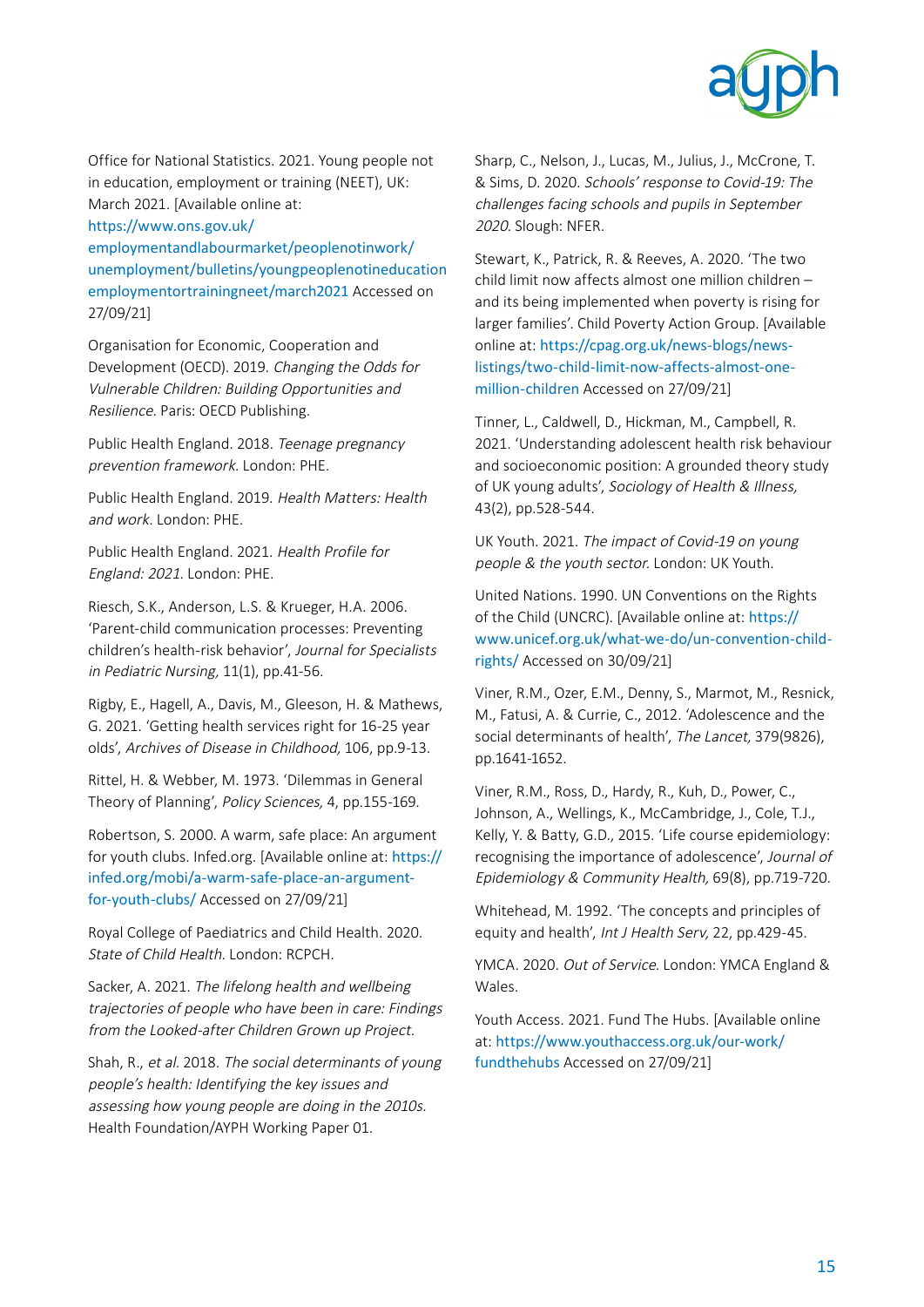Office for National Statistics. 2021. Young people not in education, employment or training (NEET), UK: March 2021. [Available online at: https://www.ons.gov.uk/employmentandlabourmarket/peoplenotinwork/unemployment/bulletins/youngpeoplenotineducationemploymentortrainingneet/march2021 Accessed on 27/09/21]

Organisation for Economic, Cooperation and Development (OECD). 2019. *Changing the Odds for Vulnerable Children: Building Opportunities and Resilience.* Paris: OECD Publishing.

Public Health England. 2018. *Teenage pregnancy prevention framework.* London: PHE.

Public Health England. 2019. *Health Matters: Health and work.* London: PHE.

Public Health England. 2021. *Health Profile for England: 2021.* London: PHE.

Riesch, S.K., Anderson, L.S. & Krueger, H.A. 2006. 'Parent-child communication processes: Preventing children's health-risk behavior', *Journal for Specialists in Pediatric Nursing,* 11(1), pp.41-56.

Rigby, E., Hagell, A., Davis, M., Gleeson, H. & Mathews, G. 2021. 'Getting health services right for 16-25 year olds', *Archives of Disease in Childhood,* 106, pp.9-13.

Rittel, H. & Webber, M. 1973. 'Dilemmas in General Theory of Planning', *Policy Sciences,* 4, pp.155-169.

Robertson, S. 2000. A warm, safe place: An argument for youth clubs. Infed.org. [Available online at: https://infed.org/mobi/a-warm-safe-place-an-argument-for-youth-clubs/ Accessed on 27/09/21]

Royal College of Paediatrics and Child Health. 2020. *State of Child Health.* London: RCPCH.

Sacker, A. 2021. *The lifelong health and wellbeing trajectories of people who have been in care: Findings from the Looked-after Children Grown up Project.*

Shah, R., *et al.* 2018. *The social determinants of young people's health: Identifying the key issues and assessing how young people are doing in the 2010s.* Health Foundation/AYPH Working Paper 01.

Sharp, C., Nelson, J., Lucas, M., Julius, J., McCrone, T. & Sims, D. 2020. *Schools' response to Covid-19: The challenges facing schools and pupils in September 2020.* Slough: NFER.

Stewart, K., Patrick, R. & Reeves, A. 2020. 'The two child limit now affects almost one million children – and its being implemented when poverty is rising for larger families'. Child Poverty Action Group. [Available online at: https://cpag.org.uk/news-blogs/news-listings/two-child-limit-now-affects-almost-one-million-children Accessed on 27/09/21]

Tinner, L., Caldwell, D., Hickman, M., Campbell, R. 2021. 'Understanding adolescent health risk behaviour and socioeconomic position: A grounded theory study of UK young adults', *Sociology of Health & Illness,* 43(2), pp.528-544.

UK Youth. 2021. *The impact of Covid-19 on young people & the youth sector.* London: UK Youth.

United Nations. 1990. UN Conventions on the Rights of the Child (UNCRC). [Available online at: https://www.unicef.org.uk/what-we-do/un-convention-child-rights/ Accessed on 30/09/21]

Viner, R.M., Ozer, E.M., Denny, S., Marmot, M., Resnick, M., Fatusi, A. & Currie, C., 2012. 'Adolescence and the social determinants of health', *The Lancet,* 379(9826), pp.1641-1652.

Viner, R.M., Ross, D., Hardy, R., Kuh, D., Power, C., Johnson, A., Wellings, K., McCambridge, J., Cole, T.J., Kelly, Y. & Batty, G.D., 2015. 'Life course epidemiology: recognising the importance of adolescence', *Journal of Epidemiology & Community Health,* 69(8), pp.719-720.

Whitehead, M. 1992. 'The concepts and principles of equity and health', *Int J Health Serv,* 22, pp.429-45.

YMCA. 2020. *Out of Service.* London: YMCA England & Wales.

Youth Access. 2021. Fund The Hubs. [Available online at: https://www.youthaccess.org.uk/our-work/fundthehubs Accessed on 27/09/21]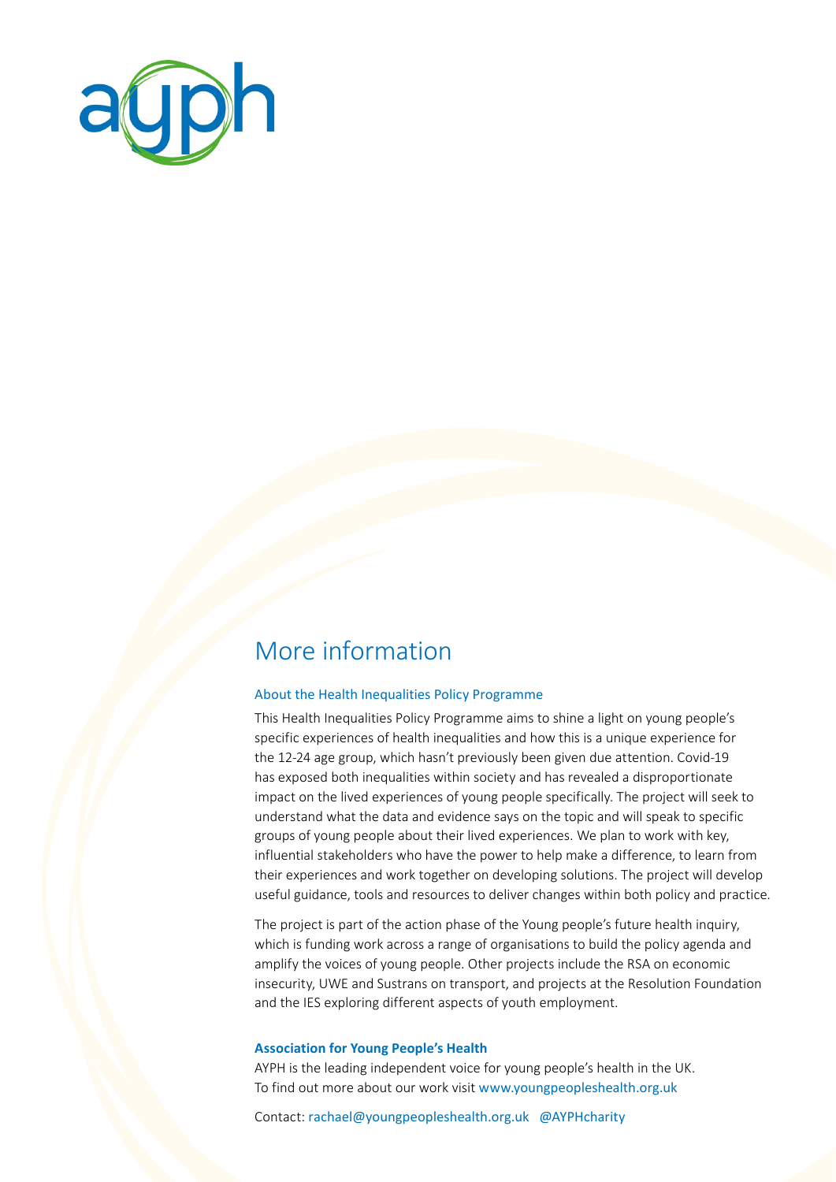## More information

### About the Health Inequalities Policy Programme

This Health Inequalities Policy Programme aims to shine a light on young people's specific experiences of health inequalities and how this is a unique experience for the 12-24 age group, which hasn't previously been given due attention. Covid-19 has exposed both inequalities within society and has revealed a disproportionate impact on the lived experiences of young people specifically. The project will seek to understand what the data and evidence says on the topic and will speak to specific groups of young people about their lived experiences. We plan to work with key, influential stakeholders who have the power to help make a difference, to learn from their experiences and work together on developing solutions. The project will develop useful guidance, tools and resources to deliver changes within both policy and practice.

The project is part of the action phase of the Young people's future health inquiry, which is funding work across a range of organisations to build the policy agenda and amplify the voices of young people. Other projects include the RSA on economic insecurity, UWE and Sustrans on transport, and projects at the Resolution Foundation and the IES exploring different aspects of youth employment.

**Association for Young People's Health**

AYPH is the leading independent voice for young people's health in the UK.
To find out more about our work visit www.youngpeopleshealth.org.uk

Contact: rachael@youngpeopleshealth.org.uk @AYPHcharity